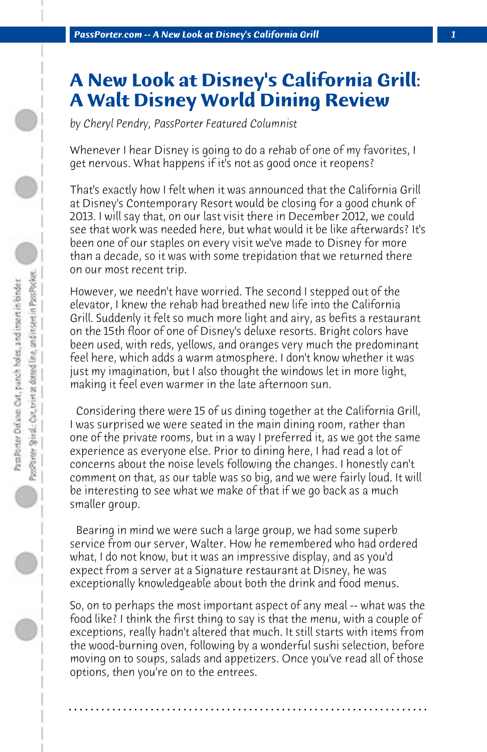# A New Look at Disney's California Grill: A Walt Disney World Dining Review

*by Cheryl Pendry, PassPorter Featured Columnist*

Whenever I hear Disney is going to do a rehab of one of my favorites, I get nervous. What happens if it's not as good once it reopens?

That's exactly how I felt when it was announced that the California Grill at Disney's Contemporary Resort would be closing for a good chunk of 2013. I will say that, on our last visit there in December 2012, we could see that work was needed here, but what would it be like afterwards? It's been one of our staples on every visit we've made to Disney for more than a decade, so it was with some trepidation that we returned there on our most recent trip.

However, we needn't have worried. The second I stepped out of the elevator, I knew the rehab had breathed new life into the California Grill. Suddenly it felt so much more light and airy, as befits a restaurant on the 15th floor of one of Disney's deluxe resorts. Bright colors have been used, with reds, yellows, and oranges very much the predominant feel here, which adds a warm atmosphere. I don't know whether it was just my imagination, but I also thought the windows let in more light, making it feel even warmer in the late afternoon sun.

Considering there were 15 of us dining together at the California Grill, I was surprised we were seated in the main dining room, rather than one of the private rooms, but in a way I preferred it, as we got the same experience as everyone else. Prior to dining here, I had read a lot of concerns about the noise levels following the changes. I honestly can't comment on that, as our table was so big, and we were fairly loud. It will be interesting to see what we make of that if we go back as a much smaller group.

Bearing in mind we were such a large group, we had some superb service from our server, Walter. How he remembered who had ordered what, I do not know, but it was an impressive display, and as you'd expect from a server at a Signature restaurant at Disney, he was exceptionally knowledgeable about both the drink and food menus.

So, on to perhaps the most important aspect of any meal -- what was the food like? I think the first thing to say is that the menu, with a couple of exceptions, really hadn't altered that much. It still starts with items from the wood-burning oven, following by a wonderful sushi selection, before moving on to soups, salads and appetizers. Once you've read all of those options, then you're on to the entrees.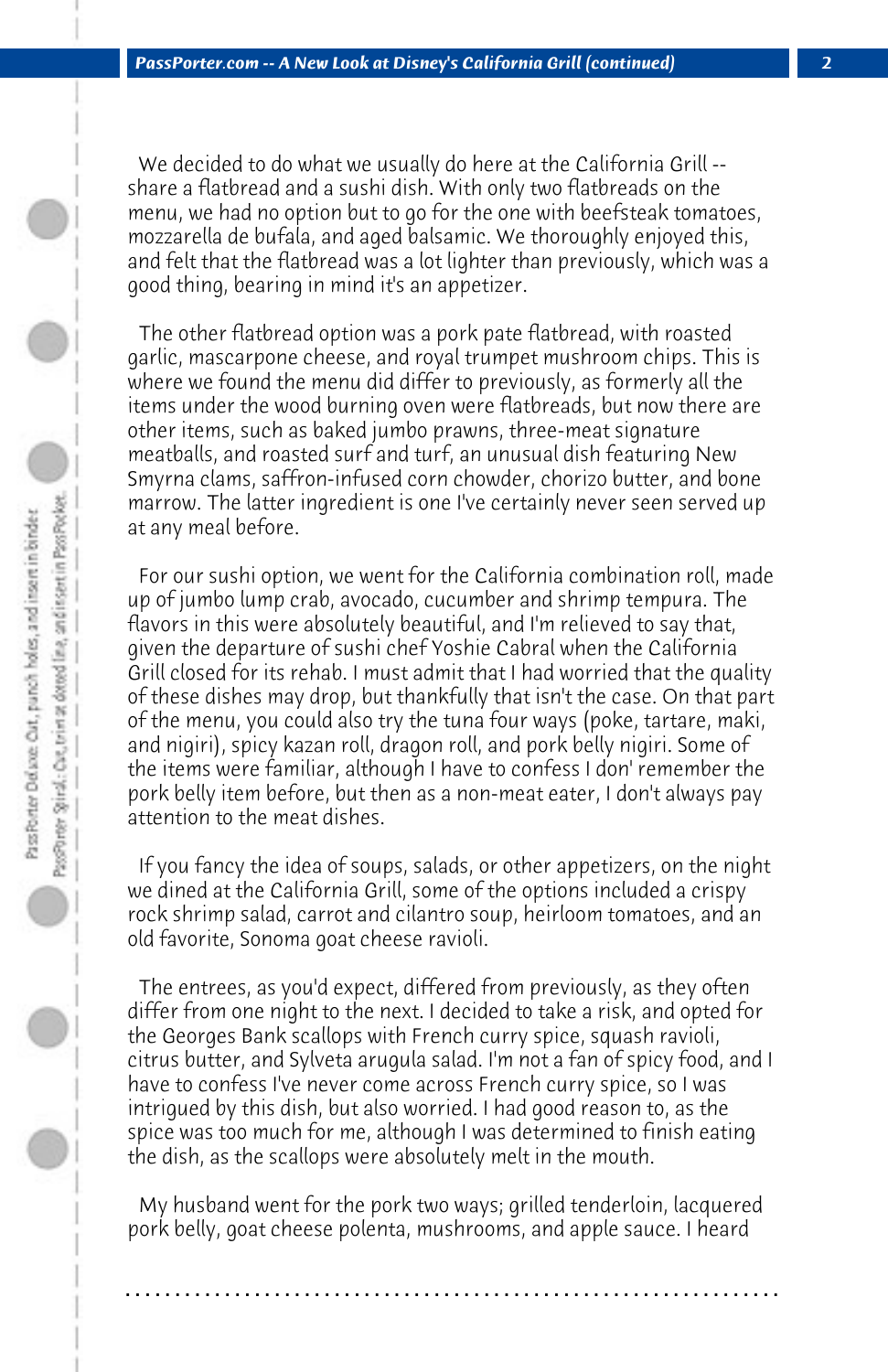We decided to do what we usually do here at the California Grill -- share a flatbread and a sushi dish. With only two flatbreads on the menu, we had no option but to go for the one with beefsteak tomatoes, mozzarella de bufala, and aged balsamic. We thoroughly enjoyed this, and felt that the flatbread was a lot lighter than previously, which was a good thing, bearing in mind it's an appetizer.

The other flatbread option was a pork pate flatbread, with roasted garlic, mascarpone cheese, and royal trumpet mushroom chips. This is where we found the menu did differ to previously, as formerly all the items under the wood burning oven were flatbreads, but now there are other items, such as baked jumbo prawns, three-meat signature meatballs, and roasted surf and turf, an unusual dish featuring New Smyrna clams, saffron-infused corn chowder, chorizo butter, and bone marrow. The latter ingredient is one I've certainly never seen served up at any meal before.

For our sushi option, we went for the California combination roll, made up of jumbo lump crab, avocado, cucumber and shrimp tempura. The flavors in this were absolutely beautiful, and I'm relieved to say that, given the departure of sushi chef Yoshie Cabral when the California Grill closed for its rehab. I must admit that I had worried that the quality of these dishes may drop, but thankfully that isn't the case. On that part of the menu, you could also try the tuna four ways (poke, tartare, maki, and nigiri), spicy kazan roll, dragon roll, and pork belly nigiri. Some of the items were familiar, although I have to confess I don' remember the pork belly item before, but then as a non-meat eater, I don't always pay attention to the meat dishes.

If you fancy the idea of soups, salads, or other appetizers, on the night we dined at the California Grill, some of the options included a crispy rock shrimp salad, carrot and cilantro soup, heirloom tomatoes, and an old favorite, Sonoma goat cheese ravioli.

The entrees, as you'd expect, differed from previously, as they often differ from one night to the next. I decided to take a risk, and opted for the Georges Bank scallops with French curry spice, squash ravioli, citrus butter, and Sylveta arugula salad. I'm not a fan of spicy food, and I have to confess I've never come across French curry spice, so I was intrigued by this dish, but also worried. I had good reason to, as the spice was too much for me, although I was determined to finish eating the dish, as the scallops were absolutely melt in the mouth.

My husband went for the pork two ways; grilled tenderloin, lacquered pork belly, goat cheese polenta, mushrooms, and apple sauce. I heard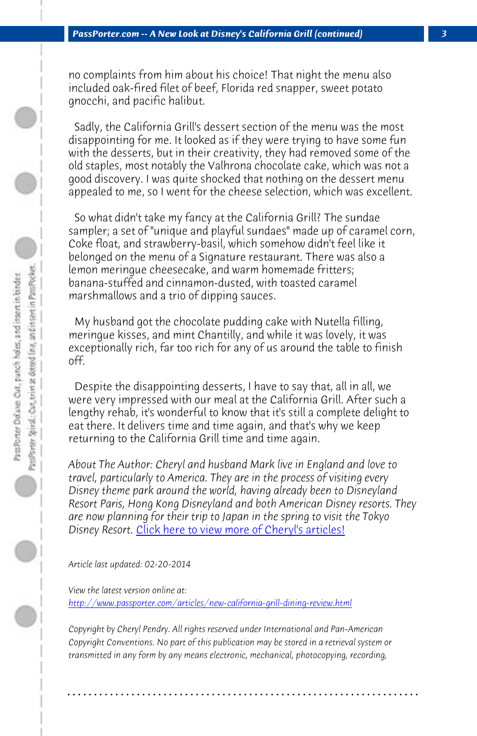no complaints from him about his choice! That night the menu also included oak-fired filet of beef, Florida red snapper, sweet potato gnocchi, and pacific halibut.

Sadly, the California Grill's dessert section of the menu was the most disappointing for me. It looked as if they were trying to have some fun with the desserts, but in their creativity, they had removed some of the old staples, most notably the Valhrona chocolate cake, which was not a good discovery. I was quite shocked that nothing on the dessert menu appealed to me, so I went for the cheese selection, which was excellent.

So what didn't take my fancy at the California Grill? The sundae sampler; a set of "unique and playful sundaes" made up of caramel corn, Coke float, and strawberry-basil, which somehow didn't feel like it belonged on the menu of a Signature restaurant. There was also a lemon meringue cheesecake, and warm homemade fritters; banana-stuffed and cinnamon-dusted, with toasted caramel marshmallows and a trio of dipping sauces.

My husband got the chocolate pudding cake with Nutella filling, meringue kisses, and mint Chantilly, and while it was lovely, it was exceptionally rich, far too rich for any of us around the table to finish off.

Despite the disappointing desserts, I have to say that, all in all, we were very impressed with our meal at the California Grill. After such a lengthy rehab, it's wonderful to know that it's still a complete delight to eat there. It delivers time and time again, and that's why we keep returning to the California Grill time and time again.

*About The Author: Cheryl and husband Mark live in England and love to travel, particularly to America. They are in the process of visiting every Disney theme park around the world, having already been to Disneyland Resort Paris, Hong Kong Disneyland and both American Disney resorts. They are now planning for their trip to Japan in the spring to visit the Tokyo Disney Resort.* Click here to view more of Cheryl's articles!

*Article last updated: 02-20-2014*

*View the latest version online at:*
http://www.passporter.com/articles/new-california-grill-dining-review.html

*Copyright by Cheryl Pendry. All rights reserved under International and Pan-American Copyright Conventions. No part of this publication may be stored in a retrieval system or transmitted in any form by any means electronic, mechanical, photocopying, recording,*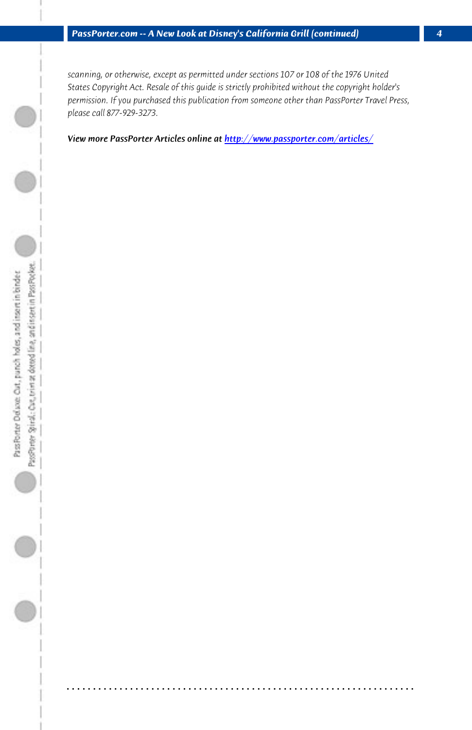*scanning, or otherwise, except as permitted under sections 107 or 108 of the 1976 United States Copyright Act. Resale of this guide is strictly prohibited without the copyright holder's permission. If you purchased this publication from someone other than PassPorter Travel Press, please call 877-929-3273.*

***View more PassPorter Articles online at [http://www.passporter.com/articles/](http://www.passporter.com/articles/)***